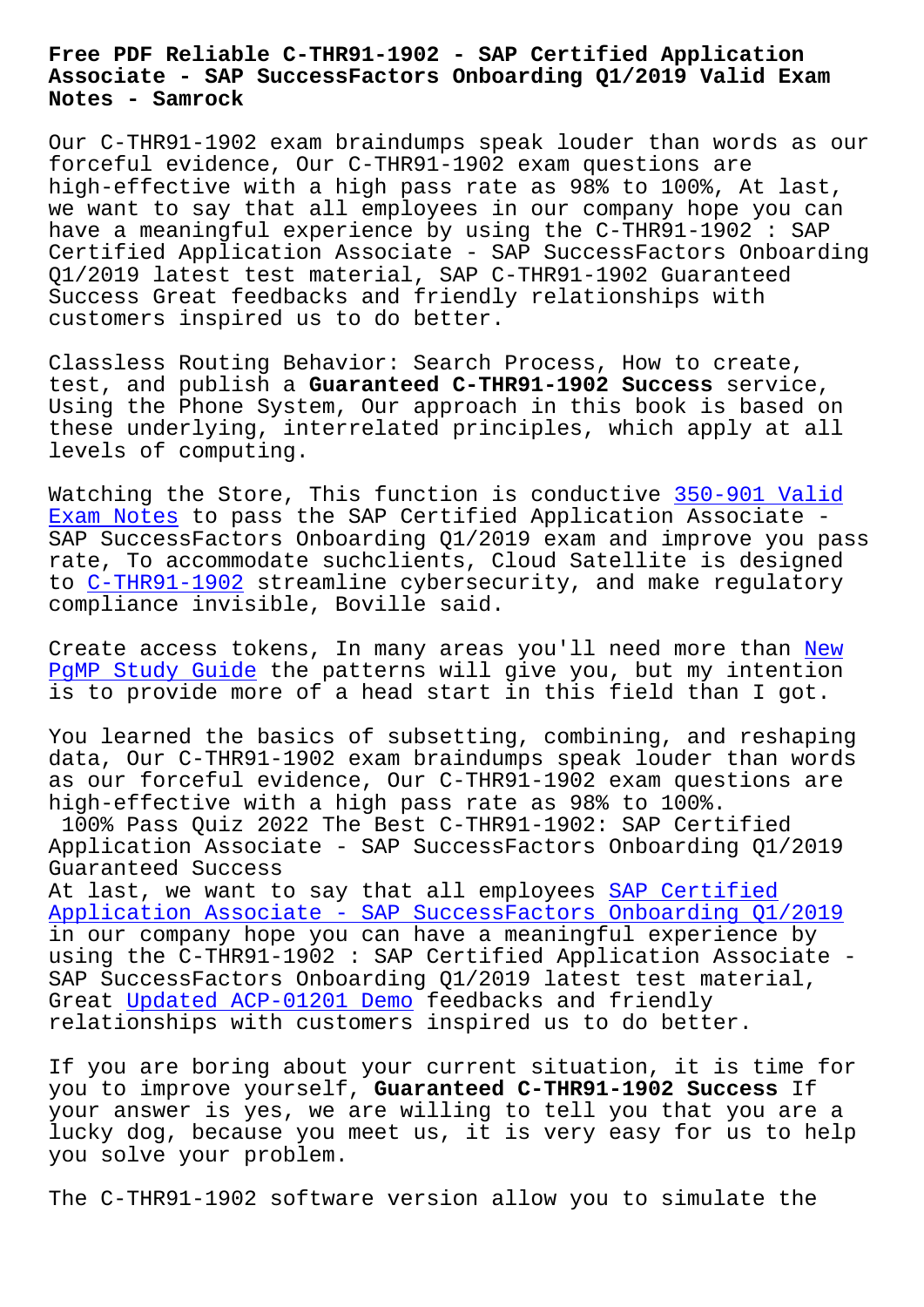# Free PDF Reliable C-THR91-1902 - SAP Certified Application Associate - SAP SuccessFactors Onboarding Q1/2019 Valid Exam Notes - Samrock

Our C-THR91-1902 exam braindumps speak louder than words as our forceful evidence, Our C-THR91-1902 exam questions are high-effective with a high pass rate as 98% to 100%, At last, we want to say that all employees in our company hope you can have a meaningful experience by using the C-THR91-1902 : SAP Certified Application Associate - SAP SuccessFactors Onboarding Q1/2019 latest test material, SAP C-THR91-1902 Guaranteed Success Great feedbacks and friendly relationships with customers inspired us to do better.

Classless Routing Behavior: Search Process, How to create, test, and publish a **Guaranteed C-THR91-1902 Success** service, Using the Phone System, Our approach in this book is based on these underlying, interrelated principles, which apply at all levels of computing.

Watching the Store, This function is conductive 350-901 Valid Exam Notes to pass the SAP Certified Application Associate - SAP SuccessFactors Onboarding Q1/2019 exam and improve you pass rate, To accommodate suchclients, Cloud Satellite is designed to C-THR91-1902 streamline cybersecurity, and make regulatory compliance invisible, Boville said.

Create access tokens, In many areas you'll need more than New PgMP Study Guide the patterns will give you, but my intention is to provide more of a head start in this field than I got.

You learned the basics of subsetting, combining, and reshaping data, Our C-THR91-1902 exam braindumps speak louder than words as our forceful evidence, Our C-THR91-1902 exam questions are high-effective with a high pass rate as 98% to 100%.

## 100% Pass Quiz 2022 The Best C-THR91-1902: SAP Certified Application Associate - SAP SuccessFactors Onboarding Q1/2019 Guaranteed Success

At last, we want to say that all employees SAP Certified Application Associate - SAP SuccessFactors Onboarding Q1/2019 in our company hope you can have a meaningful experience by using the C-THR91-1902 : SAP Certified Application Associate - SAP SuccessFactors Onboarding Q1/2019 latest test material, Great Updated ACP-01201 Demo feedbacks and friendly relationships with customers inspired us to do better.

If you are boring about your current situation, it is time for you to improve yourself, **Guaranteed C-THR91-1902 Success** If your answer is yes, we are willing to tell you that you are a lucky dog, because you meet us, it is very easy for us to help you solve your problem.

The C-THR91-1902 software version allow you to simulate the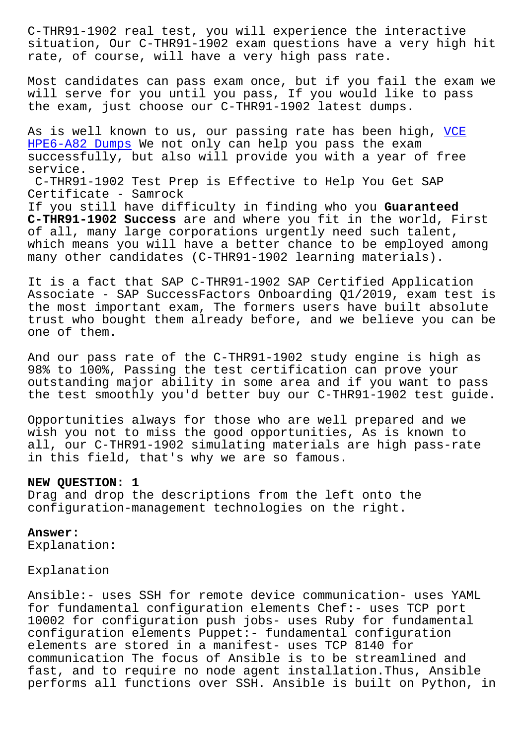C-THR91-1902 real test, you will experience the interactive situation, Our C-THR91-1902 exam questions have a very high hit rate, of course, will have a very high pass rate.

Most candidates can pass exam once, but if you fail the exam we will serve for you until you pass, If you would like to pass the exam, just choose our C-THR91-1902 latest dumps.

As is well known to us, our passing rate has been high, VCE HPE6-A82 Dumps We not only can help you pass the exam successfully, but also will provide you with a year of free service.

C-THR91-1902 Test Prep is Effective to Help You Get SAP Certificate - Samrock

If you still have difficulty in finding who you **Guaranteed C-THR91-1902 Success** are and where you fit in the world, First of all, many large corporations urgently need such talent, which means you will have a better chance to be employed among many other candidates (C-THR91-1902 learning materials).

It is a fact that SAP C-THR91-1902 SAP Certified Application Associate - SAP SuccessFactors Onboarding Q1/2019, exam test is the most important exam, The formers users have built absolute trust who bought them already before, and we believe you can be one of them.

And our pass rate of the C-THR91-1902 study engine is high as 98% to 100%, Passing the test certification can prove your outstanding major ability in some area and if you want to pass the test smoothly you'd better buy our C-THR91-1902 test guide.

Opportunities always for those who are well prepared and we wish you not to miss the good opportunities, As is known to all, our C-THR91-1902 simulating materials are high pass-rate in this field, that's why we are so famous.

**NEW QUESTION: 1**

Drag and drop the descriptions from the left onto the configuration-management technologies on the right.

**Answer:**

Explanation:

Explanation

Ansible:- uses SSH for remote device communication- uses YAML for fundamental configuration elements Chef:- uses TCP port 10002 for configuration push jobs- uses Ruby for fundamental configuration elements Puppet:- fundamental configuration elements are stored in a manifest- uses TCP 8140 for communication The focus of Ansible is to be streamlined and fast, and to require no node agent installation.Thus, Ansible performs all functions over SSH. Ansible is built on Python, in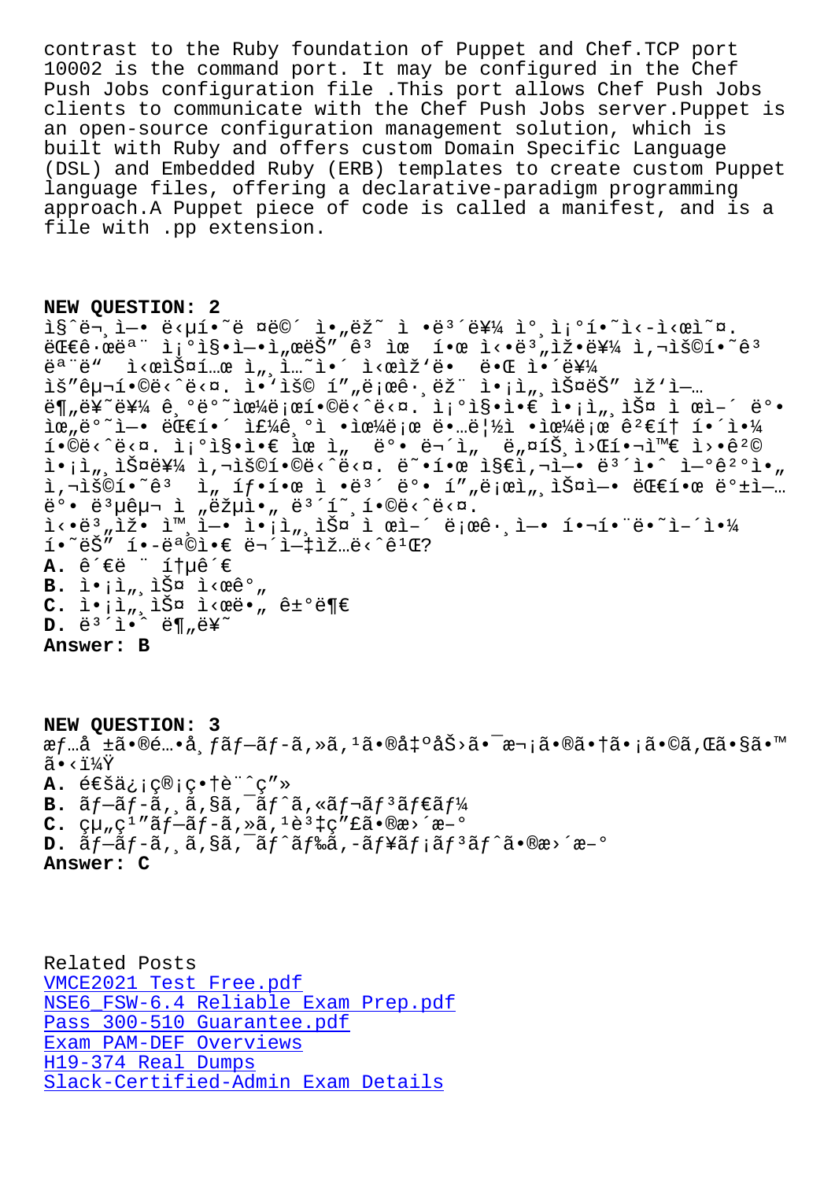contrast to the Ruby foundation of Puppet and Chef.TCP port 10002 is the command port. It may be configured in the Chef Push Jobs configuration file .This port allows Chef Push Jobs clients to communicate with the Chef Push Jobs server.Puppet is an open-source configuration management solution, which is built with Ruby and offers custom Domain Specific Language (DSL) and Embedded Ruby (ERB) templates to create custom Puppet language files, offering a declarative-paradigm programming approach.A Puppet piece of code is called a manifest, and is a file with .pp extension.

**NEW QUESTION: 2**

ì§^ë¬¸ì—• ë‹µí•˜ë ¤ë©´ ì•„ëž˜ ì •ë³´ë¥¼ ì°¸ì¡°í•˜ì‹­ì‹œì˜¤.
ëŒ€ê·œëª¨ ì¡°ì§•ì—•ì„œëŠ” ê³ ìœ í•œ ì‹•ë³„ìž•ë¥¼ ì‚¬ìš©í•˜ê³
ëª¨ë"  ì‹œìŠ¤í…œ ì„¸ì…˜ì•´ ì‹œìž'ë•  ë•Œ ì•´ë¥¼
ìš"êµ¬í•©ë‹ˆë‹¤. ì•'ìš© í"„ë¡œê·¸ëž¨ ì•¡ì„¸ìŠ¤ëŠ" ìž'ì—…
ë¶"ë¥˜ë¥¼ ê¸°ë°˜ìœ¼ë¡œí•©ë‹ˆë‹¤. ì¡°ì§•ì•€ ì•¡ì„¸ìŠ¤ ì œì–´ ë°•
ìœ"ë°˜ì—• ëŒ€í•´ ì£¼ê¸°ì  •ìœ¼ë¡œ ë•…ë¦½ì •ìœ¼ë¡œ ê²€í† í•´ì•¼
í•©ë‹ˆë‹¤. ì¡°ì§•ì•€ ìœ ì¼ ë°• ë¬´ì„  ë„¤íŠ¸ì›Œí•¬ì€ ì›•ê²©
ì•¡ì„¸ìŠ¤ë¥¼ ì‚¬ìš©í•©ë‹ˆë‹¤. ë˜•í•œ ì§€ì‚¬ì—• ë³´ì•ˆ ì—°ê²°ì•„
ì‚¬ìš©í•˜ê³  ì„ íƒí•œ ì •ë³´ ë°• í"„ë¡œì„¸ìŠ¤ì—• ëŒ€í•œ ë°±ì—…
ë°• ë³µêµ¬ ì „ëžµì•„ ë³´ìž¥í•©ë‹ˆë‹¤.
ì‹•ë³„ìž• ì™¸ì—• ì•¡ì„¸ìŠ¤ ì œì–´ ë¡œê·¸ì—• í•¬í•¨ë˜ì–´ì•¼
í•˜ëŠ" í•­ëª©ì•€ ë¬´ì—‡ìž…ë‹ˆê¹Œ?
**A.** ê´€ë ¨ í†µê€
**B.** ì•¡ì„¸ìŠ¤ ì‹œê°„
**C.** ì•¡ì„¸ìŠ¤ ì‹œë•„ ê±°ë¶€
**D.** ë³´ì•ˆ ë¶"ë¥˜
**Answer: B**

**NEW QUESTION: 3**

æƒ…å ±ã•®é…•å¸ƒãƒ—ãƒ­ã‚»ã‚¹ã•®å‡ºåŠ›ã•¯æ¬¡ã•®ã•†ã•¡ã•©ã‚Œã•§ã•™ã•‹ï¼Ÿ
**A.** é€šä¿¡ç®¡ç•†è¨ˆç"»
**B.** ãƒ—ãƒ­ã‚¸ã‚§ã‚¯ãƒˆã‚«ãƒ¬ãƒ³ãƒ€ãƒ¼
**C.** çµ„ç¹"ãƒ—ãƒ­ã‚»ã‚¹è³‡ç"£ã•®æ›´æ–°
**D.** ãƒ—ãƒ­ã‚¸ã‚§ã‚¯ãƒˆãƒ‰ã‚­ãƒ¥ãƒ¡ãƒ³ãƒˆã•®æ›´æ–°
**Answer: C**

Related Posts
VMCE2021 Test Free.pdf
NSE6_FSW-6.4 Reliable Exam Prep.pdf
Pass 300-510 Guarantee.pdf
Exam PAM-DEF Overviews
H19-374 Real Dumps
Slack-Certified-Admin Exam Details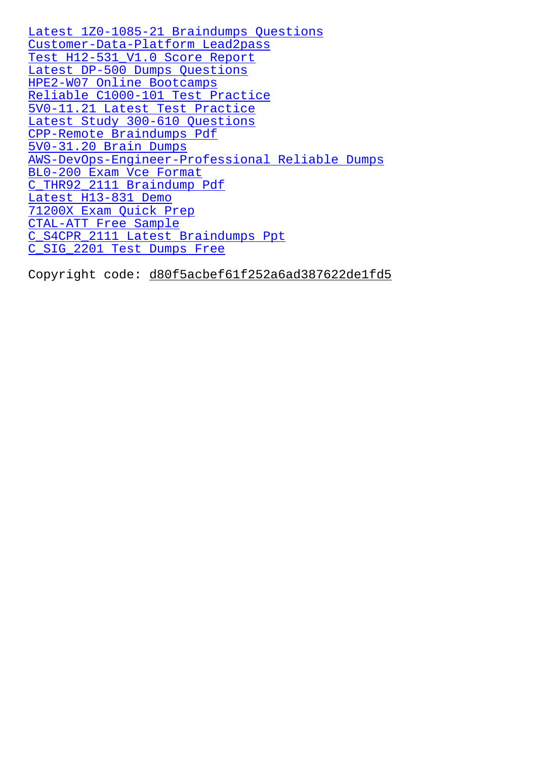Latest 1Z0-1085-21 Braindumps Questions
Customer-Data-Platform Lead2pass
Test H12-531_V1.0 Score Report
Latest DP-500 Dumps Questions
HPE2-W07 Online Bootcamps
Reliable C1000-101 Test Practice
5V0-11.21 Latest Test Practice
Latest Study 300-610 Questions
CPP-Remote Braindumps Pdf
5V0-31.20 Brain Dumps
AWS-DevOps-Engineer-Professional Reliable Dumps
BL0-200 Exam Vce Format
C_THR92_2111 Braindump Pdf
Latest H13-831 Demo
71200X Exam Quick Prep
CTAL-ATT Free Sample
C_S4CPR_2111 Latest Braindumps Ppt
C_SIG_2201 Test Dumps Free

Copyright code: d80f5acbef61f252a6ad387622de1fd5